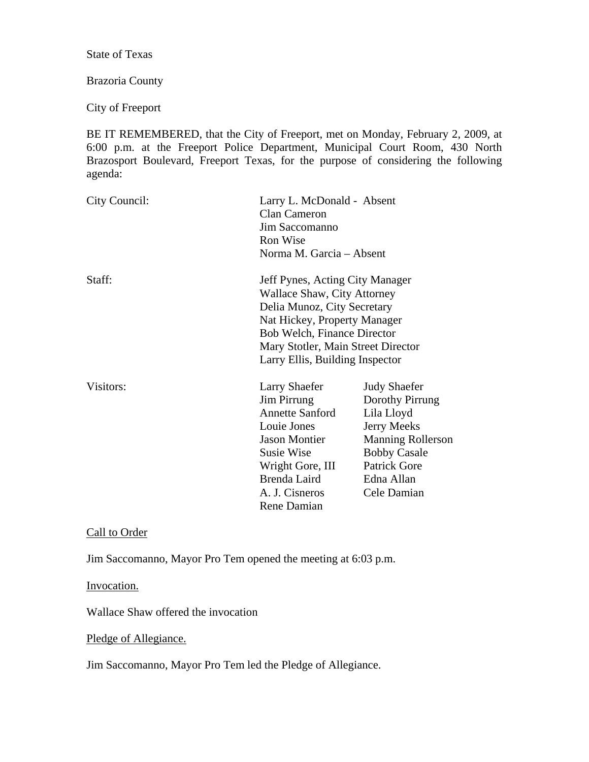State of Texas

Brazoria County

City of Freeport

BE IT REMEMBERED, that the City of Freeport, met on Monday, February 2, 2009, at 6:00 p.m. at the Freeport Police Department, Municipal Court Room, 430 North Brazosport Boulevard, Freeport Texas, for the purpose of considering the following agenda:

| | | |
|---|---|---|
| City Council: | Larry L. McDonald - Absent | |
| | Clan Cameron | |
| | Jim Saccomanno | |
| | Ron Wise | |
| | Norma M. Garcia – Absent | |
| Staff: | Jeff Pynes, Acting City Manager | |
| | Wallace Shaw, City Attorney | |
| | Delia Munoz, City Secretary | |
| | Nat Hickey, Property Manager | |
| | Bob Welch, Finance Director | |
| | Mary Stotler, Main Street Director | |
| | Larry Ellis, Building Inspector | |
| Visitors: | Larry Shaefer | Judy Shaefer |
| | Jim Pirrung | Dorothy Pirrung |
| | Annette Sanford | Lila Lloyd |
| | Louie Jones | Jerry Meeks |
| | Jason Montier | Manning Rollerson |
| | Susie Wise | Bobby Casale |
| | Wright Gore, III | Patrick Gore |
| | Brenda Laird | Edna Allan |
| | A. J. Cisneros | Cele Damian |
| | Rene Damian | |

Call to Order

Jim Saccomanno, Mayor Pro Tem opened the meeting at 6:03 p.m.

Invocation.

Wallace Shaw offered the invocation

Pledge of Allegiance.

Jim Saccomanno, Mayor Pro Tem led the Pledge of Allegiance.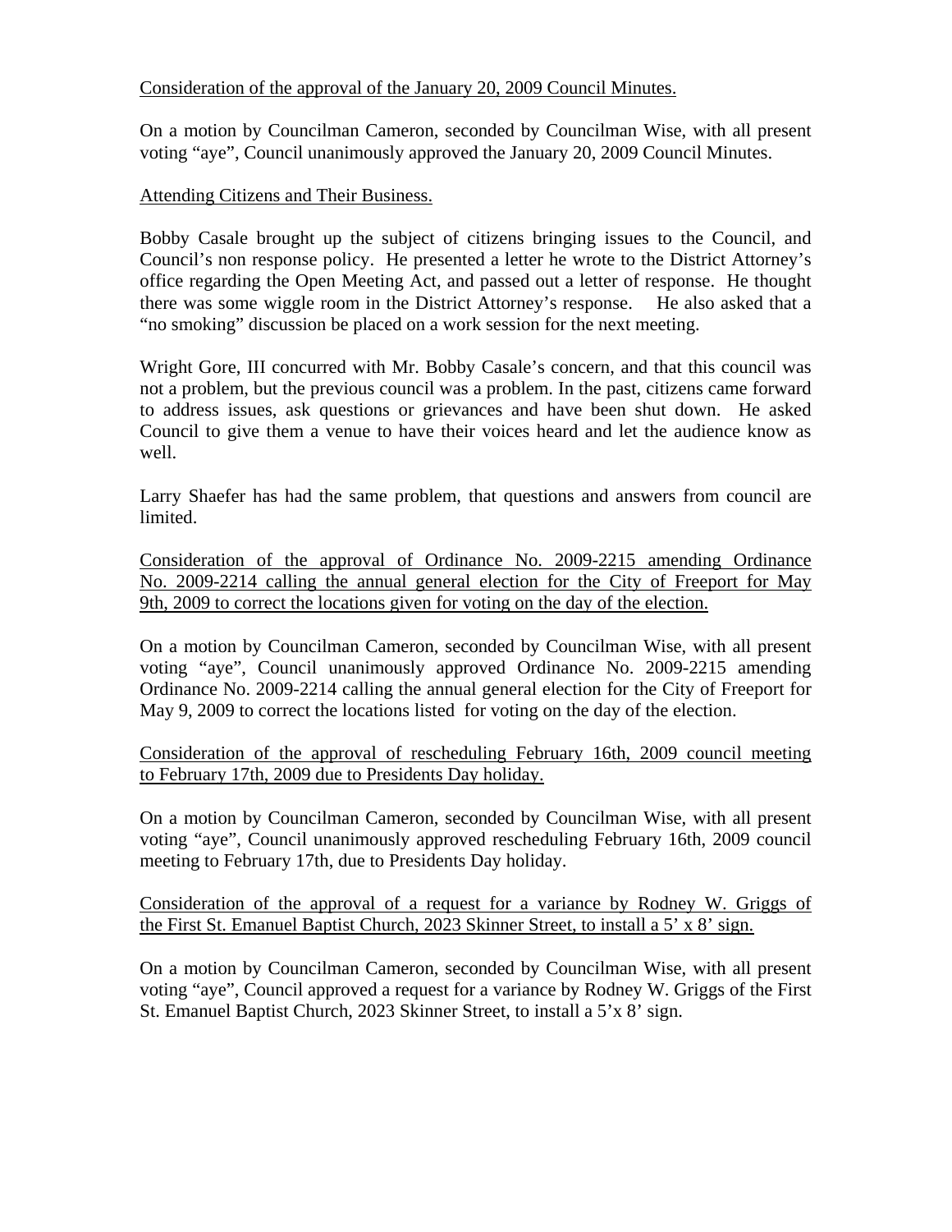<u>Consideration of the approval of the January 20, 2009 Council Minutes.</u>

On a motion by Councilman Cameron, seconded by Councilman Wise, with all present voting "aye", Council unanimously approved the January 20, 2009 Council Minutes.

<u>Attending Citizens and Their Business.</u>

Bobby Casale brought up the subject of citizens bringing issues to the Council, and Council's non response policy. He presented a letter he wrote to the District Attorney's office regarding the Open Meeting Act, and passed out a letter of response. He thought there was some wiggle room in the District Attorney's response. He also asked that a "no smoking" discussion be placed on a work session for the next meeting.

Wright Gore, III concurred with Mr. Bobby Casale's concern, and that this council was not a problem, but the previous council was a problem. In the past, citizens came forward to address issues, ask questions or grievances and have been shut down. He asked Council to give them a venue to have their voices heard and let the audience know as well.

Larry Shaefer has had the same problem, that questions and answers from council are limited.

<u>Consideration of the approval of Ordinance No. 2009-2215 amending Ordinance No. 2009-2214 calling the annual general election for the City of Freeport for May 9th, 2009 to correct the locations given for voting on the day of the election.</u>

On a motion by Councilman Cameron, seconded by Councilman Wise, with all present voting "aye", Council unanimously approved Ordinance No. 2009-2215 amending Ordinance No. 2009-2214 calling the annual general election for the City of Freeport for May 9, 2009 to correct the locations listed for voting on the day of the election.

<u>Consideration of the approval of rescheduling February 16th, 2009 council meeting to February 17th, 2009 due to Presidents Day holiday.</u>

On a motion by Councilman Cameron, seconded by Councilman Wise, with all present voting "aye", Council unanimously approved rescheduling February 16th, 2009 council meeting to February 17th, due to Presidents Day holiday.

<u>Consideration of the approval of a request for a variance by Rodney W. Griggs of the First St. Emanuel Baptist Church, 2023 Skinner Street, to install a 5' x 8' sign.</u>

On a motion by Councilman Cameron, seconded by Councilman Wise, with all present voting "aye", Council approved a request for a variance by Rodney W. Griggs of the First St. Emanuel Baptist Church, 2023 Skinner Street, to install a 5'x 8' sign.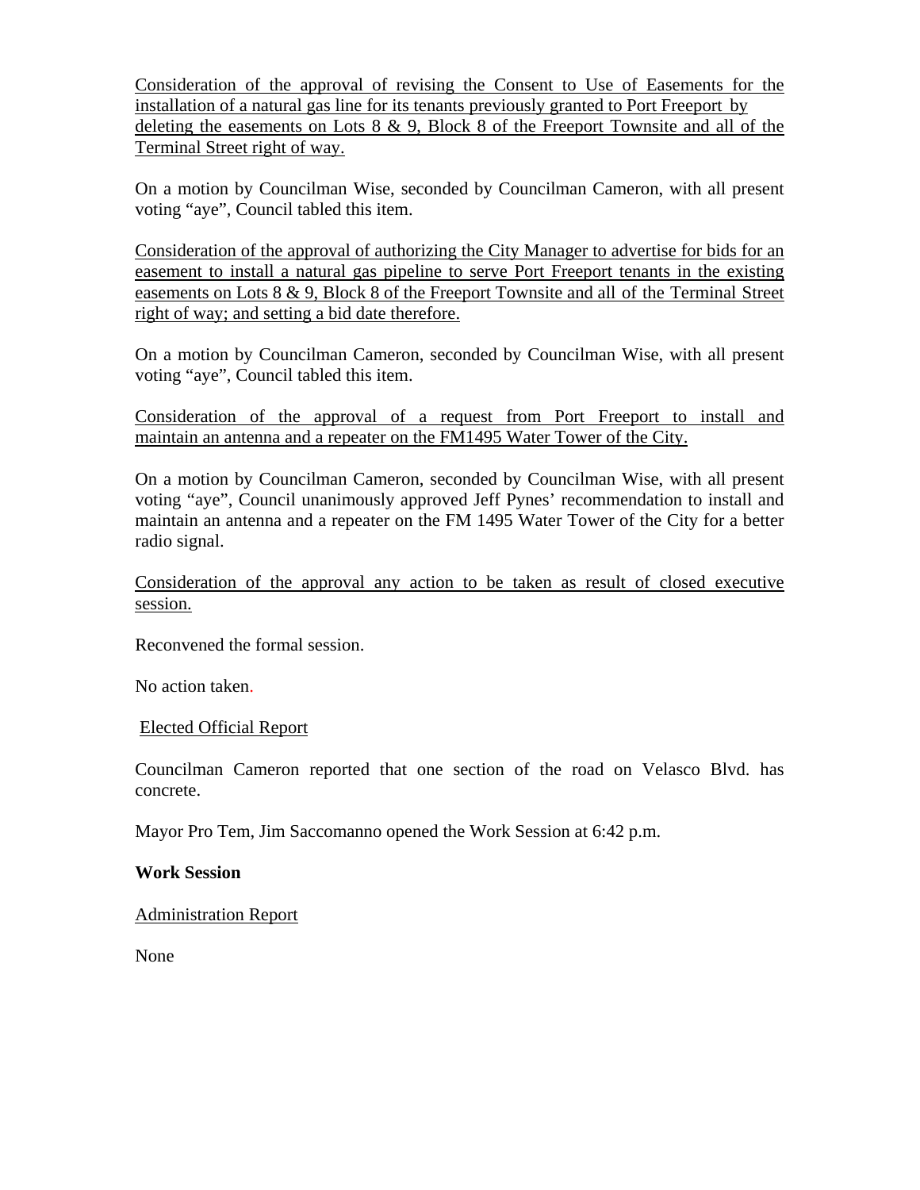Consideration of the approval of revising the Consent to Use of Easements for the installation of a natural gas line for its tenants previously granted to Port Freeport by deleting the easements on Lots 8 & 9, Block 8 of the Freeport Townsite and all of the Terminal Street right of way.

On a motion by Councilman Wise, seconded by Councilman Cameron, with all present voting "aye", Council tabled this item.

Consideration of the approval of authorizing the City Manager to advertise for bids for an easement to install a natural gas pipeline to serve Port Freeport tenants in the existing easements on Lots 8 & 9, Block 8 of the Freeport Townsite and all of the Terminal Street right of way; and setting a bid date therefore.

On a motion by Councilman Cameron, seconded by Councilman Wise, with all present voting "aye", Council tabled this item.

Consideration of the approval of a request from Port Freeport to install and maintain an antenna and a repeater on the FM1495 Water Tower of the City.

On a motion by Councilman Cameron, seconded by Councilman Wise, with all present voting "aye", Council unanimously approved Jeff Pynes' recommendation to install and maintain an antenna and a repeater on the FM 1495 Water Tower of the City for a better radio signal.

Consideration of the approval any action to be taken as result of closed executive session.

Reconvened the formal session.

No action taken.

Elected Official Report

Councilman Cameron reported that one section of the road on Velasco Blvd. has concrete.

Mayor Pro Tem, Jim Saccomanno opened the Work Session at 6:42 p.m.

**Work Session**

Administration Report

None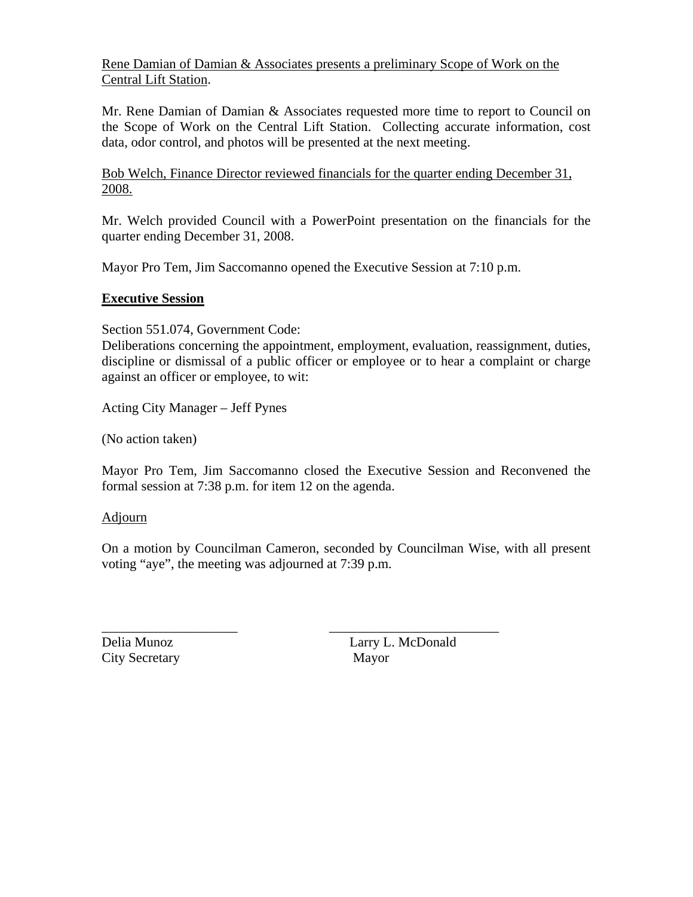Rene Damian of Damian & Associates presents a preliminary Scope of Work on the Central Lift Station.

Mr. Rene Damian of Damian & Associates requested more time to report to Council on the Scope of Work on the Central Lift Station. Collecting accurate information, cost data, odor control, and photos will be presented at the next meeting.

Bob Welch, Finance Director reviewed financials for the quarter ending December 31, 2008.

Mr. Welch provided Council with a PowerPoint presentation on the financials for the quarter ending December 31, 2008.

Mayor Pro Tem, Jim Saccomanno opened the Executive Session at 7:10 p.m.

**Executive Session**

Section 551.074, Government Code:
Deliberations concerning the appointment, employment, evaluation, reassignment, duties, discipline or dismissal of a public officer or employee or to hear a complaint or charge against an officer or employee, to wit:

Acting City Manager – Jeff Pynes

(No action taken)

Mayor Pro Tem, Jim Saccomanno closed the Executive Session and Reconvened the formal session at 7:38 p.m. for item 12 on the agenda.

Adjourn

On a motion by Councilman Cameron, seconded by Councilman Wise, with all present voting "aye", the meeting was adjourned at 7:39 p.m.

____________________ ________________________

Delia Munoz
City Secretary

Larry L. McDonald
Mayor